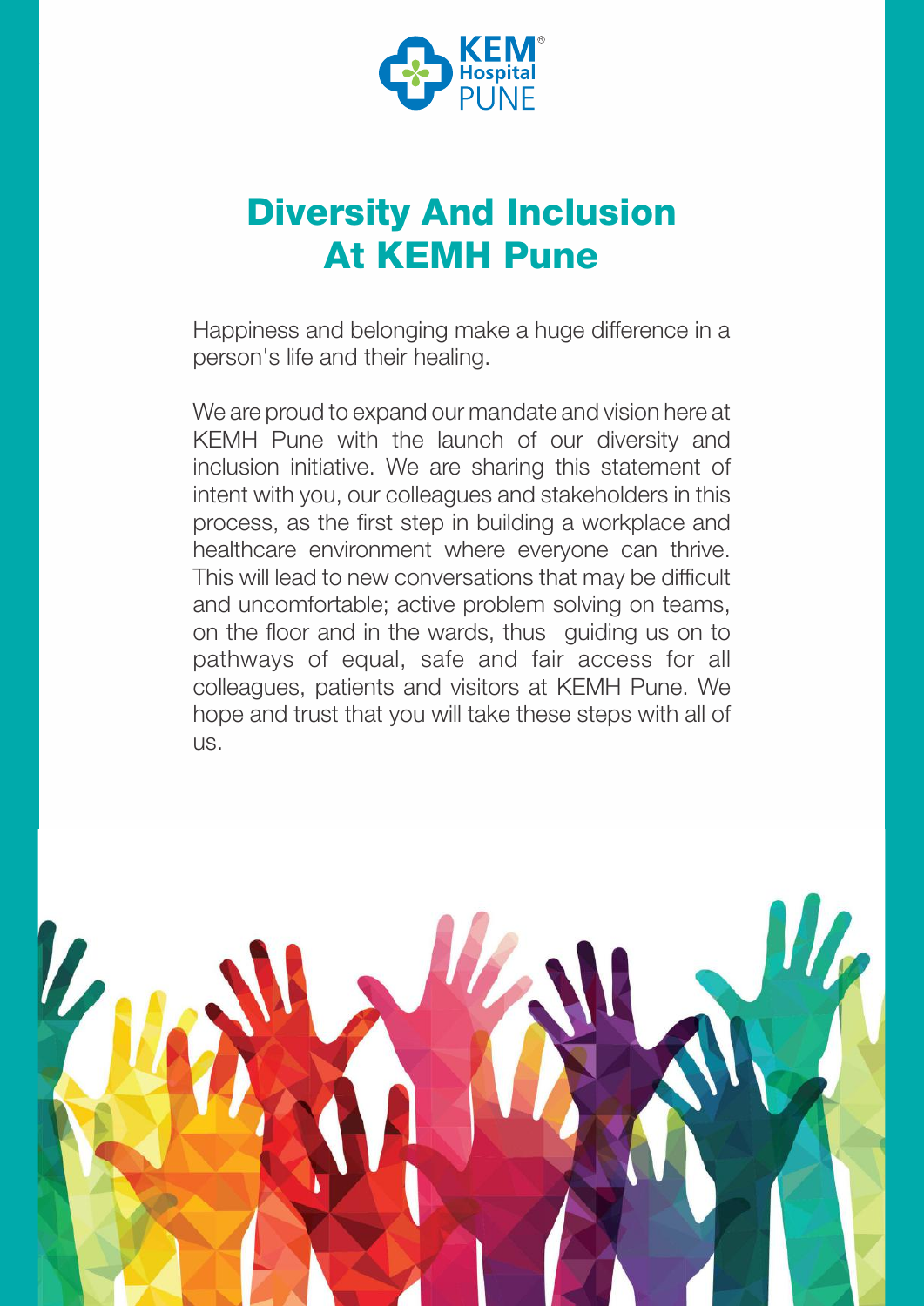# Diversity And Inclusion At KEMH Pune

Happiness and belonging make a huge difference in a person's life and their healing.

We are proud to expand our mandate and vision here at KEMH Pune with the launch of our diversity and inclusion initiative. We are sharing this statement of intent with you, our colleagues and stakeholders in this process, as the first step in building a workplace and healthcare environment where everyone can thrive. This will lead to new conversations that may be difficult and uncomfortable; active problem solving on teams, on the floor and in the wards, thus guiding us on to pathways of equal, safe and fair access for all colleagues, patients and visitors at KEMH Pune. We hope and trust that you will take these steps with all of us.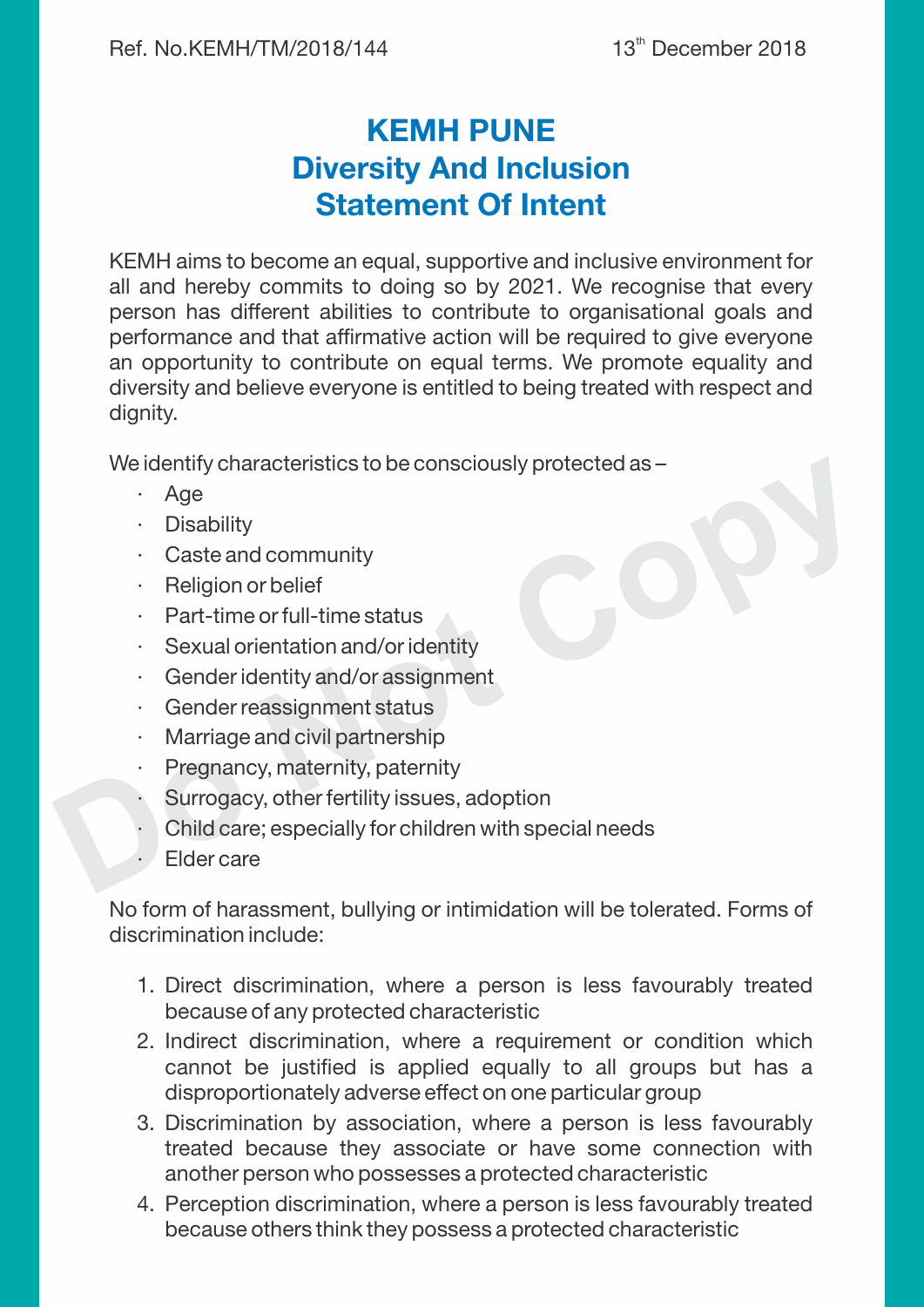Ref. No.KEMH/TM/2018/144 13th December 2018

# KEMH PUNE
# Diversity And Inclusion
# Statement Of Intent

KEMH aims to become an equal, supportive and inclusive environment for all and hereby commits to doing so by 2021. We recognise that every person has different abilities to contribute to organisational goals and performance and that affirmative action will be required to give everyone an opportunity to contribute on equal terms. We promote equality and diversity and believe everyone is entitled to being treated with respect and dignity.

We identify characteristics to be consciously protected as –

- Age
- Disability
- Caste and community
- Religion or belief
- Part-time or full-time status
- Sexual orientation and/or identity
- Gender identity and/or assignment
- Gender reassignment status
- Marriage and civil partnership
- Pregnancy, maternity, paternity
- Surrogacy, other fertility issues, adoption
- Child care; especially for children with special needs
- Elder care

No form of harassment, bullying or intimidation will be tolerated. Forms of discrimination include:

1. Direct discrimination, where a person is less favourably treated because of any protected characteristic
2. Indirect discrimination, where a requirement or condition which cannot be justified is applied equally to all groups but has a disproportionately adverse effect on one particular group
3. Discrimination by association, where a person is less favourably treated because they associate or have some connection with another person who possesses a protected characteristic
4. Perception discrimination, where a person is less favourably treated because others think they possess a protected characteristic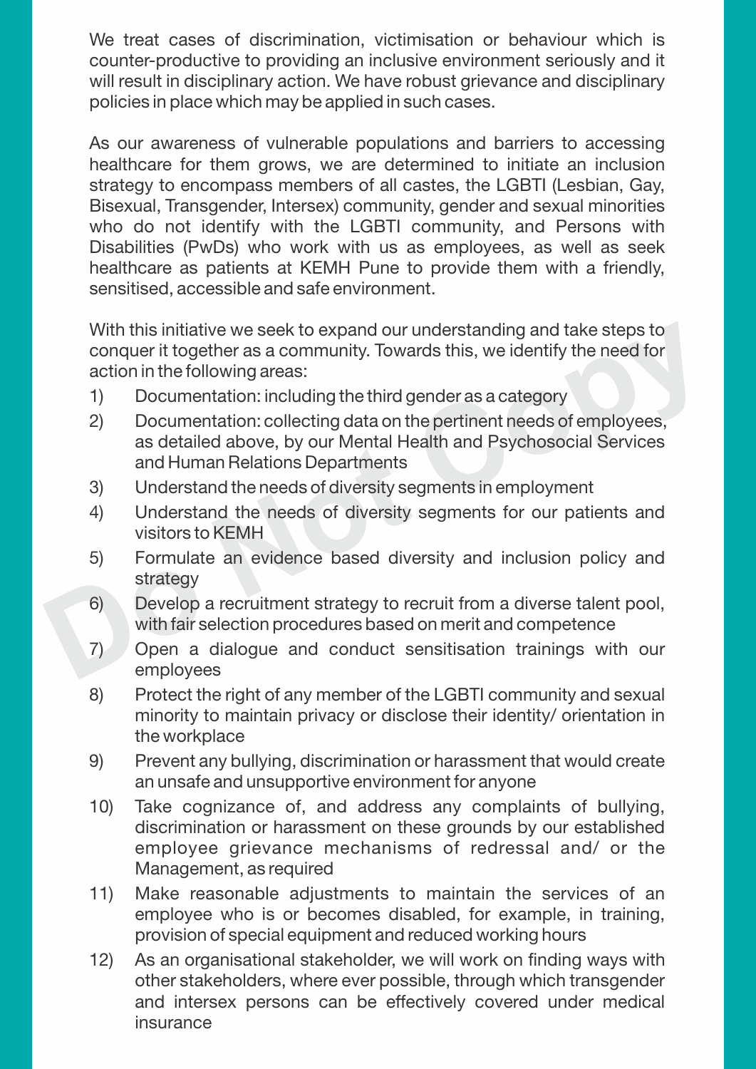We treat cases of discrimination, victimisation or behaviour which is counter-productive to providing an inclusive environment seriously and it will result in disciplinary action. We have robust grievance and disciplinary policies in place which may be applied in such cases.

As our awareness of vulnerable populations and barriers to accessing healthcare for them grows, we are determined to initiate an inclusion strategy to encompass members of all castes, the LGBTI (Lesbian, Gay, Bisexual, Transgender, Intersex) community, gender and sexual minorities who do not identify with the LGBTI community, and Persons with Disabilities (PwDs) who work with us as employees, as well as seek healthcare as patients at KEMH Pune to provide them with a friendly, sensitised, accessible and safe environment.

With this initiative we seek to expand our understanding and take steps to conquer it together as a community. Towards this, we identify the need for action in the following areas:

1) Documentation: including the third gender as a category
2) Documentation: collecting data on the pertinent needs of employees, as detailed above, by our Mental Health and Psychosocial Services and Human Relations Departments
3) Understand the needs of diversity segments in employment
4) Understand the needs of diversity segments for our patients and visitors to KEMH
5) Formulate an evidence based diversity and inclusion policy and strategy
6) Develop a recruitment strategy to recruit from a diverse talent pool, with fair selection procedures based on merit and competence
7) Open a dialogue and conduct sensitisation trainings with our employees
8) Protect the right of any member of the LGBTI community and sexual minority to maintain privacy or disclose their identity/ orientation in the workplace
9) Prevent any bullying, discrimination or harassment that would create an unsafe and unsupportive environment for anyone
10) Take cognizance of, and address any complaints of bullying, discrimination or harassment on these grounds by our established employee grievance mechanisms of redressal and/ or the Management, as required
11) Make reasonable adjustments to maintain the services of an employee who is or becomes disabled, for example, in training, provision of special equipment and reduced working hours
12) As an organisational stakeholder, we will work on finding ways with other stakeholders, where ever possible, through which transgender and intersex persons can be effectively covered under medical insurance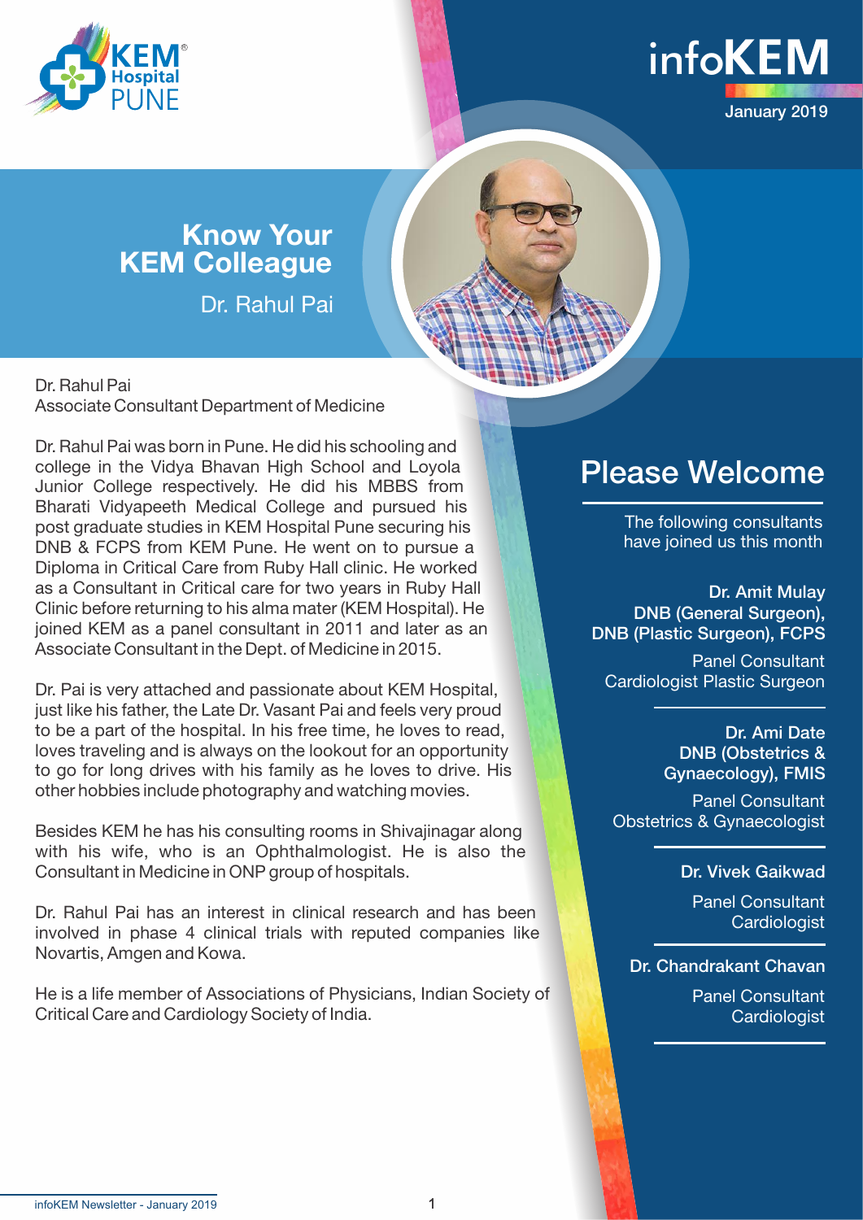# infoKEM

January 2019

## Know Your KEM Colleague

Dr. Rahul Pai

Dr. Rahul Pai
Associate Consultant Department of Medicine

Dr. Rahul Pai was born in Pune. He did his schooling and college in the Vidya Bhavan High School and Loyola Junior College respectively. He did his MBBS from Bharati Vidyapeeth Medical College and pursued his post graduate studies in KEM Hospital Pune securing his DNB & FCPS from KEM Pune. He went on to pursue a Diploma in Critical Care from Ruby Hall clinic. He worked as a Consultant in Critical care for two years in Ruby Hall Clinic before returning to his alma mater (KEM Hospital). He joined KEM as a panel consultant in 2011 and later as an Associate Consultant in the Dept. of Medicine in 2015.

Dr. Pai is very attached and passionate about KEM Hospital, just like his father, the Late Dr. Vasant Pai and feels very proud to be a part of the hospital. In his free time, he loves to read, loves traveling and is always on the lookout for an opportunity to go for long drives with his family as he loves to drive. His other hobbies include photography and watching movies.

Besides KEM he has his consulting rooms in Shivajinagar along with his wife, who is an Ophthalmologist. He is also the Consultant in Medicine in ONP group of hospitals.

Dr. Rahul Pai has an interest in clinical research and has been involved in phase 4 clinical trials with reputed companies like Novartis, Amgen and Kowa.

He is a life member of Associations of Physicians, Indian Society of Critical Care and Cardiology Society of India.

## Please Welcome

The following consultants have joined us this month

**Dr. Amit Mulay**
**DNB (General Surgeon), DNB (Plastic Surgeon), FCPS**
Panel Consultant
Cardiologist Plastic Surgeon

**Dr. Ami Date**
**DNB (Obstetrics & Gynaecology), FMIS**
Panel Consultant
Obstetrics & Gynaecologist

**Dr. Vivek Gaikwad**
Panel Consultant
Cardiologist

**Dr. Chandrakant Chavan**
Panel Consultant
Cardiologist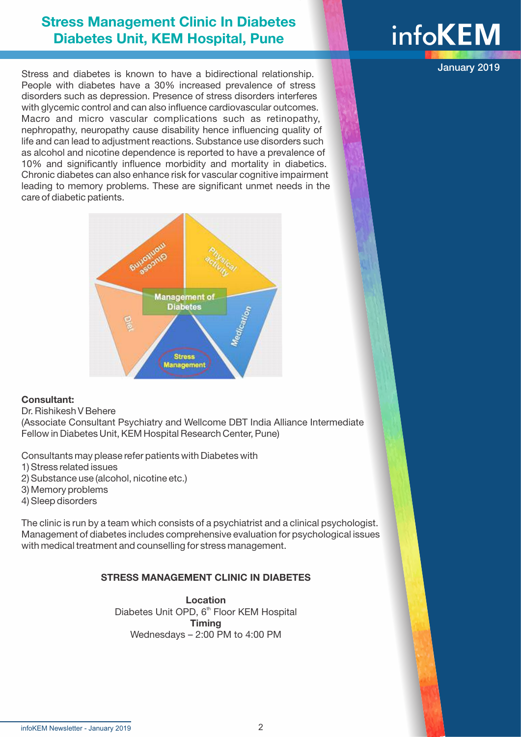# Stress Management Clinic In Diabetes Diabetes Unit, KEM Hospital, Pune

Stress and diabetes is known to have a bidirectional relationship. People with diabetes have a 30% increased prevalence of stress disorders such as depression. Presence of stress disorders interferes with glycemic control and can also influence cardiovascular outcomes. Macro and micro vascular complications such as retinopathy, nephropathy, neuropathy cause disability hence influencing quality of life and can lead to adjustment reactions. Substance use disorders such as alcohol and nicotine dependence is reported to have a prevalence of 10% and significantly influence morbidity and mortality in diabetics. Chronic diabetes can also enhance risk for vascular cognitive impairment leading to memory problems. These are significant unmet needs in the care of diabetic patients.

**Consultant:**
Dr. Rishikesh V Behere
(Associate Consultant Psychiatry and Wellcome DBT India Alliance Intermediate Fellow in Diabetes Unit, KEM Hospital Research Center, Pune)

Consultants may please refer patients with Diabetes with
1) Stress related issues
2) Substance use (alcohol, nicotine etc.)
3) Memory problems
4) Sleep disorders

The clinic is run by a team which consists of a psychiatrist and a clinical psychologist. Management of diabetes includes comprehensive evaluation for psychological issues with medical treatment and counselling for stress management.

**STRESS MANAGEMENT CLINIC IN DIABETES**

**Location**
Diabetes Unit OPD, 6th Floor KEM Hospital
**Timing**
Wednesdays – 2:00 PM to 4:00 PM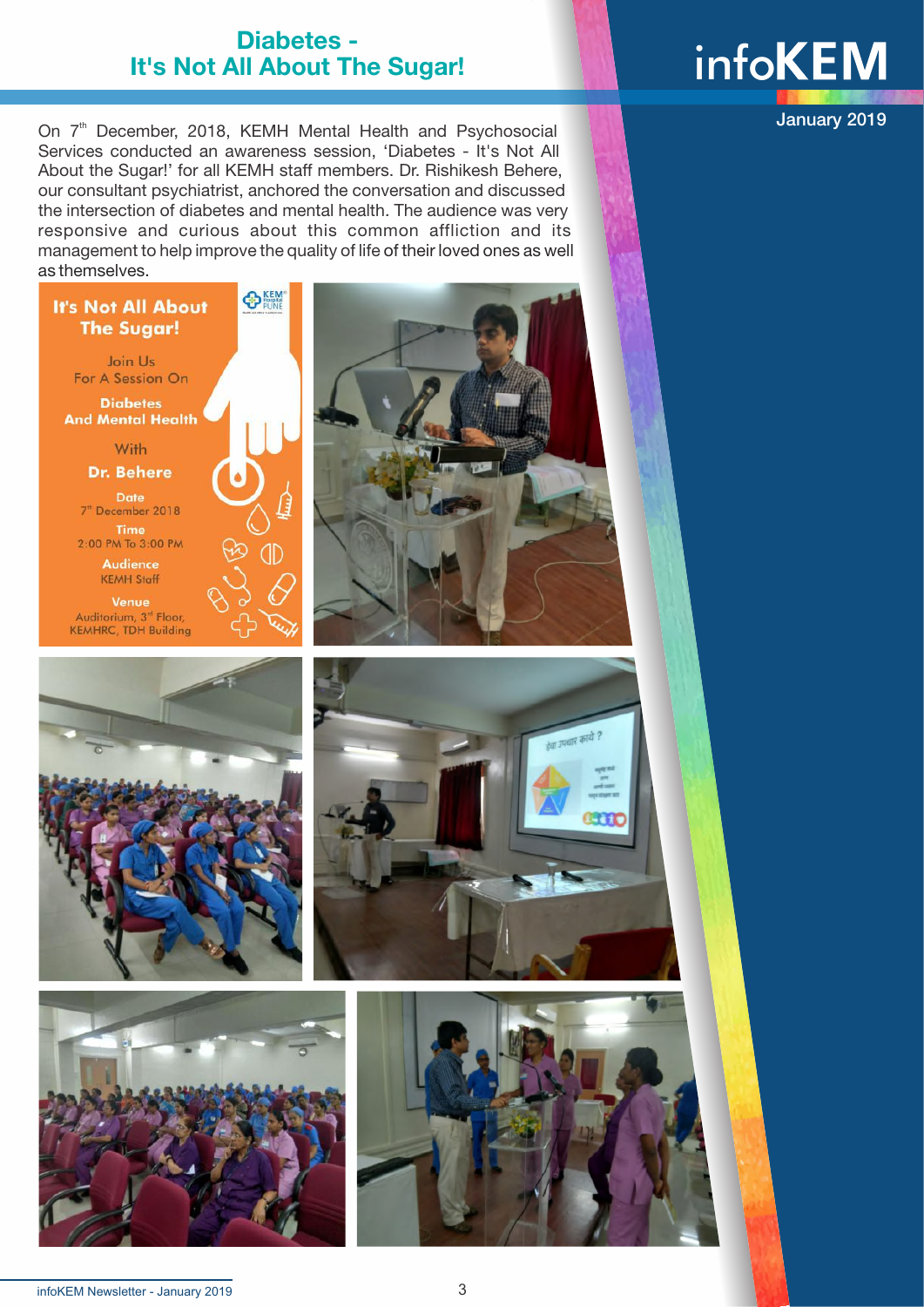# Diabetes - It's Not All About The Sugar!

On 7th December, 2018, KEMH Mental Health and Psychosocial Services conducted an awareness session, 'Diabetes - It's Not All About the Sugar!' for all KEMH staff members. Dr. Rishikesh Behere, our consultant psychiatrist, anchored the conversation and discussed the intersection of diabetes and mental health. The audience was very responsive and curious about this common affliction and its management to help improve the quality of life of their loved ones as well as themselves.

**It's Not All About The Sugar!**

Join Us
For A Session On

**Diabetes**
**And Mental Health**

With
**Dr. Behere**

**Date**
7th December 2018

**Time**
2:00 PM To 3:00 PM

**Audience**
KEMH Staff

**Venue**
Auditorium, 3rd Floor,
KEMHRC, TDH Building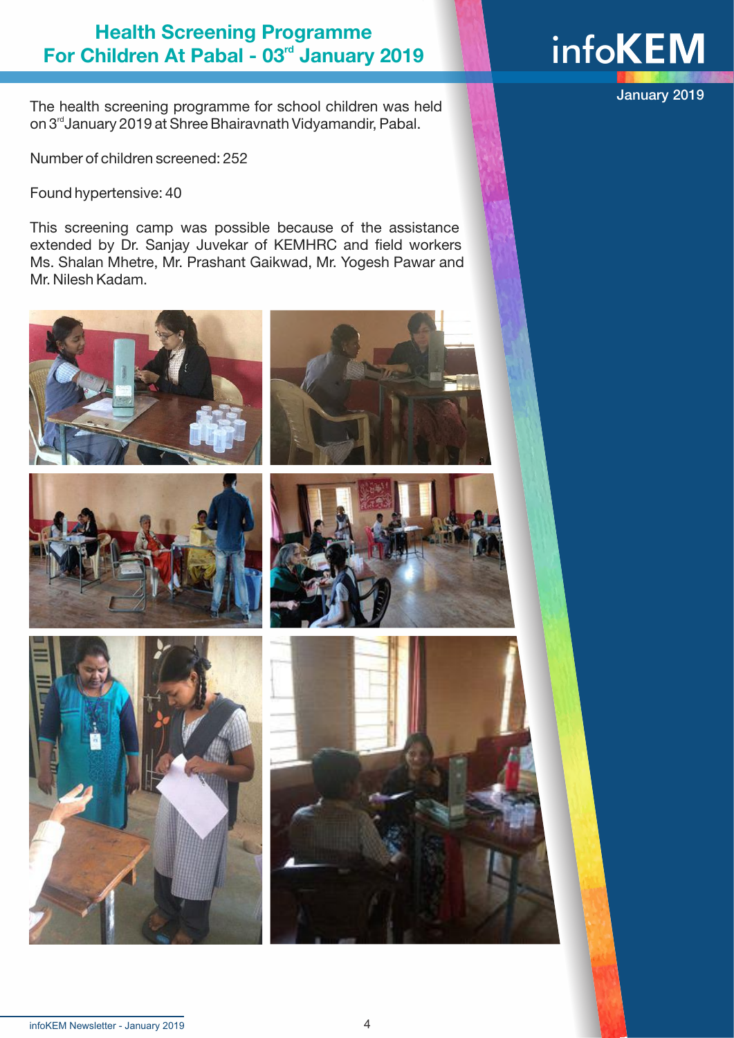# Health Screening Programme For Children At Pabal - 03rd January 2019

The health screening programme for school children was held on 3rd January 2019 at Shree Bhairavnath Vidyamandir, Pabal.

Number of children screened: 252

Found hypertensive: 40

This screening camp was possible because of the assistance extended by Dr. Sanjay Juvekar of KEMHRC and field workers Ms. Shalan Mhetre, Mr. Prashant Gaikwad, Mr. Yogesh Pawar and Mr. Nilesh Kadam.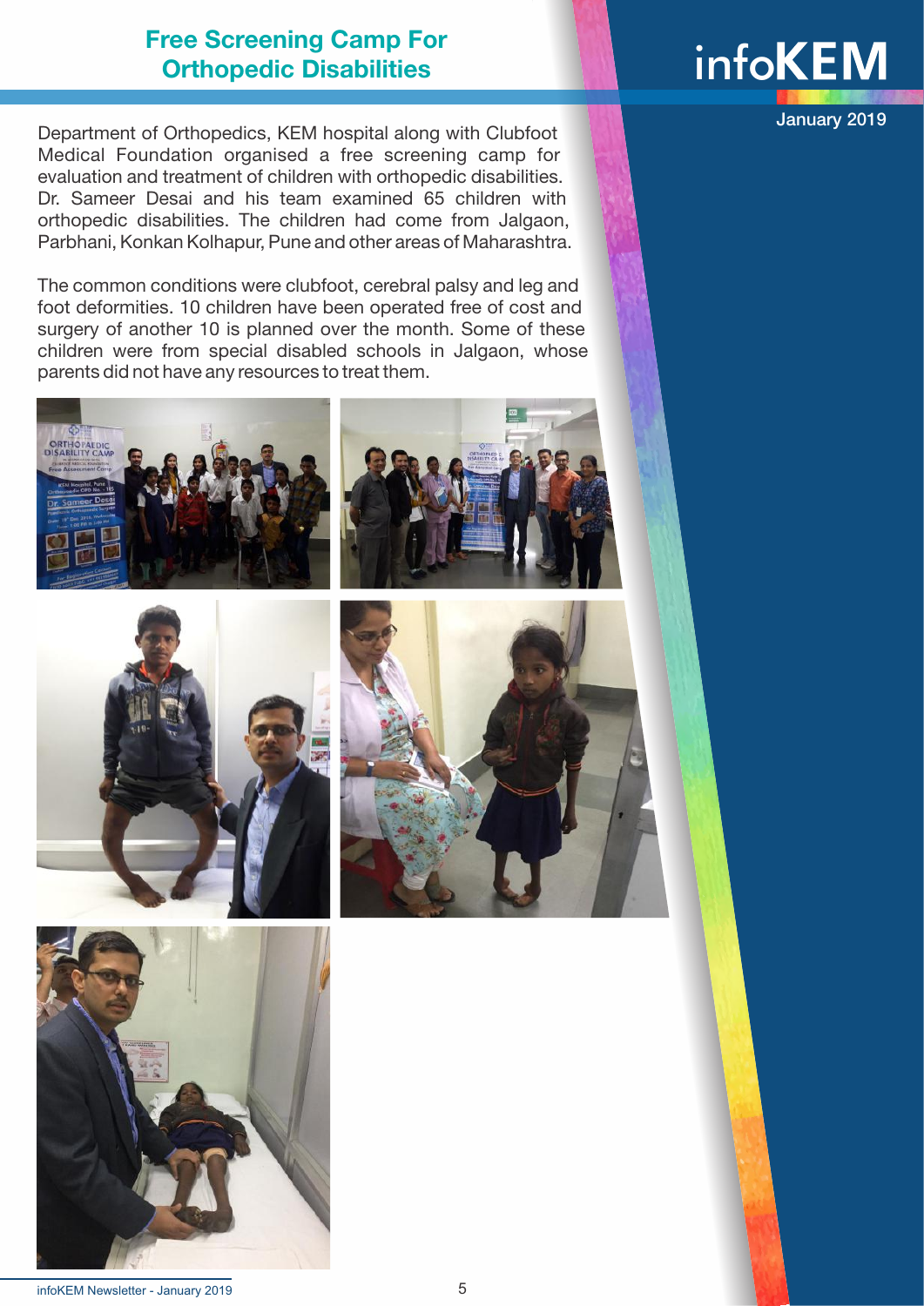## Free Screening Camp For Orthopedic Disabilities

Department of Orthopedics, KEM hospital along with Clubfoot Medical Foundation organised a free screening camp for evaluation and treatment of children with orthopedic disabilities. Dr. Sameer Desai and his team examined 65 children with orthopedic disabilities. The children had come from Jalgaon, Parbhani, Konkan Kolhapur, Pune and other areas of Maharashtra.

The common conditions were clubfoot, cerebral palsy and leg and foot deformities. 10 children have been operated free of cost and surgery of another 10 is planned over the month. Some of these children were from special disabled schools in Jalgaon, whose parents did not have any resources to treat them.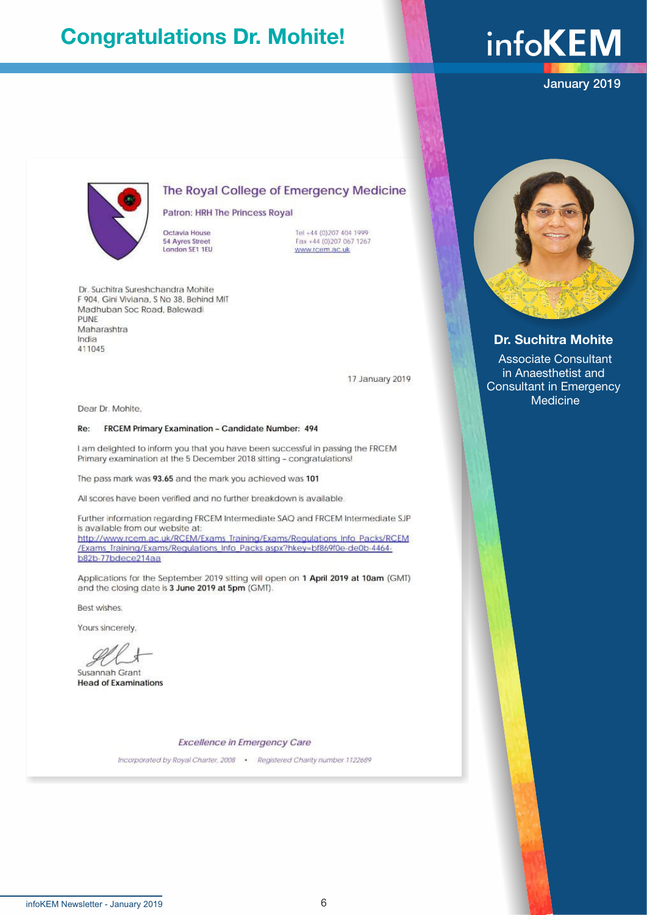# Congratulations Dr. Mohite!

infoKEM

January 2019

**The Royal College of Emergency Medicine**

Patron: HRH The Princess Royal

Octavia House
54 Ayres Street
London SE1 1EU

Tel +44 (0)207 404 1999
Fax +44 (0)207 067 1267
www.rcem.ac.uk

Dr. Suchitra Sureshchandra Mohite
F 904, Gini Viviana, S No 38, Behind MIT
Madhuban Soc Road, Balewadi
PUNE
Maharashtra
India
411045

17 January 2019

Dear Dr. Mohite,

**Re: FRCEM Primary Examination – Candidate Number: 494**

I am delighted to inform you that you have been successful in passing the FRCEM Primary examination at the 5 December 2018 sitting – congratulations!

The pass mark was **93.65** and the mark you achieved was **101**

All scores have been verified and no further breakdown is available.

Further information regarding FRCEM Intermediate SAQ and FRCEM Intermediate SJP is available from our website at:
http://www.rcem.ac.uk/RCEM/Exams_Training/Exams/Regulations_Info_Packs/RCEM/Exams_Training/Exams/Regulations_Info_Packs.aspx?hkey=bf869f0e-de0b-4464-b82b-77bdece214aa

Applications for the September 2019 sitting will open on **1 April 2019 at 10am** (GMT) and the closing date is **3 June 2019 at 5pm** (GMT).

Best wishes.

Yours sincerely,

Susannah Grant
**Head of Examinations**

*Excellence in Emergency Care*

*Incorporated by Royal Charter, 2008 • Registered Charity number 1122689*

**Dr. Suchitra Mohite**

Associate Consultant in Anaesthetist and Consultant in Emergency Medicine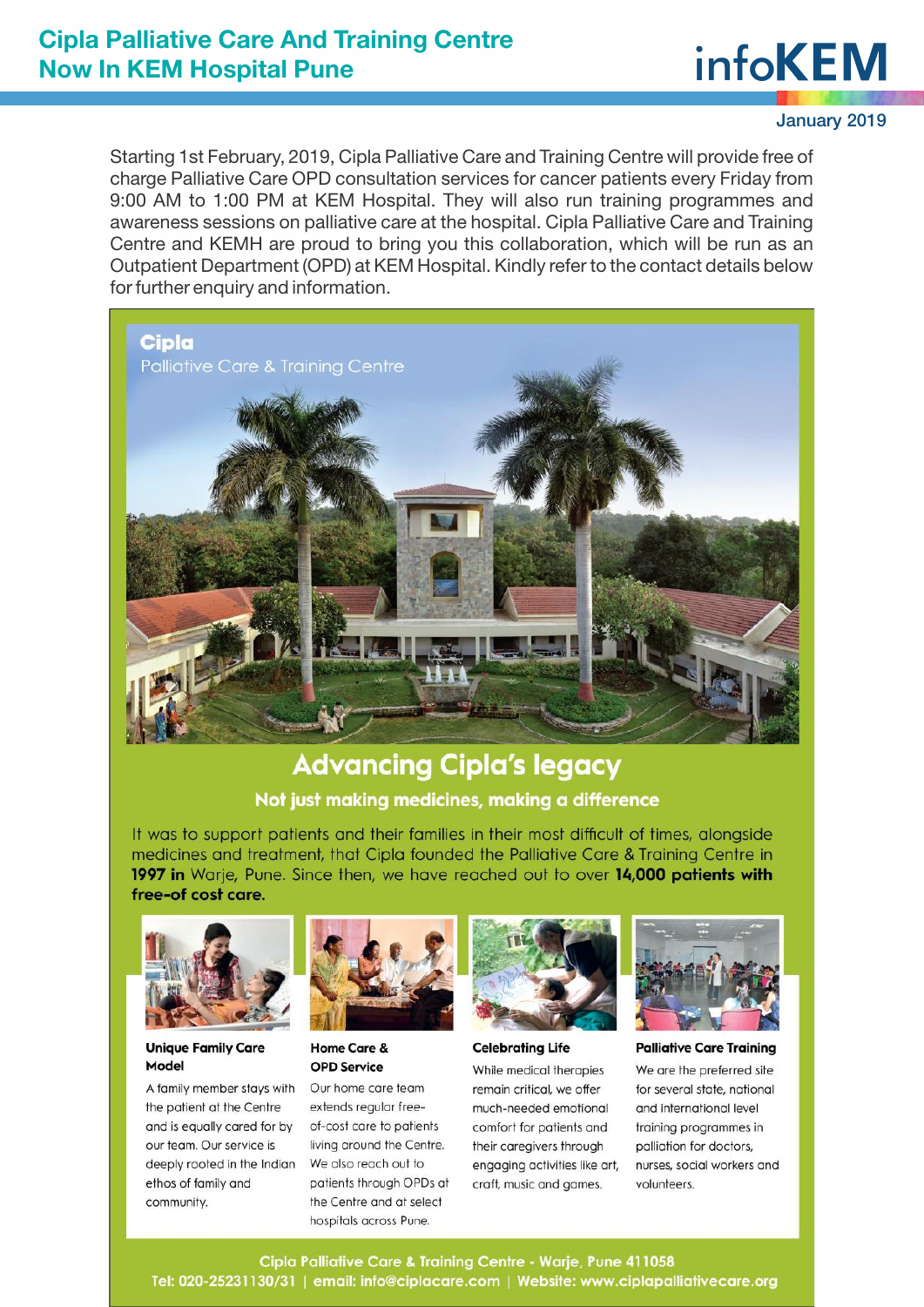# Cipla Palliative Care And Training Centre Now In KEM Hospital Pune

January 2019

Starting 1st February, 2019, Cipla Palliative Care and Training Centre will provide free of charge Palliative Care OPD consultation services for cancer patients every Friday from 9:00 AM to 1:00 PM at KEM Hospital. They will also run training programmes and awareness sessions on palliative care at the hospital. Cipla Palliative Care and Training Centre and KEMH are proud to bring you this collaboration, which will be run as an Outpatient Department (OPD) at KEM Hospital. Kindly refer to the contact details below for further enquiry and information.

**Cipla**
Palliative Care & Training Centre

## Advancing Cipla's legacy

### Not just making medicines, making a difference

It was to support patients and their families in their most difficult of times, alongside medicines and treatment, that Cipla founded the Palliative Care & Training Centre in **1997 in** Warje, Pune. Since then, we have reached out to over **14,000 patients with free-of cost care.**

**Unique Family Care Model**

A family member stays with the patient at the Centre and is equally cared for by our team. Our service is deeply rooted in the Indian ethos of family and community.

**Home Care & OPD Service**

Our home care team extends regular free-of-cost care to patients living around the Centre. We also reach out to patients through OPDs at the Centre and at select hospitals across Pune.

**Celebrating Life**

While medical therapies remain critical, we offer much-needed emotional comfort for patients and their caregivers through engaging activities like art, craft, music and games.

**Palliative Care Training**

We are the preferred site for several state, national and international level training programmes in palliation for doctors, nurses, social workers and volunteers.

**Cipla Palliative Care & Training Centre - Warje, Pune 411058**
**Tel: 020-25231130/31 | email: info@ciplacare.com | Website: www.ciplapalliativecare.org**